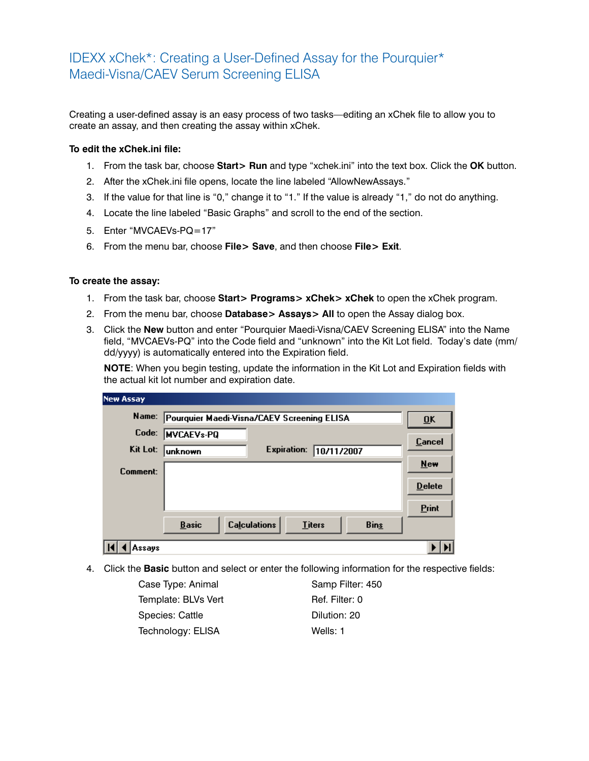# IDEXX xChek*: Creating a User-Defined Assay for the Pourquier* Maedi-Visna/CAEV Serum Screening ELISA

Creating a user-defined assay is an easy process of two tasks—editing an xChek file to allow you to create an assay, and then creating the assay within xChek.

**To edit the xChek.ini file:**

1. From the task bar, choose **Start> Run** and type "xchek.ini" into the text box. Click the **OK** button.
2. After the xChek.ini file opens, locate the line labeled "AllowNewAssays."
3. If the value for that line is "0," change it to "1." If the value is already "1," do not do anything.
4. Locate the line labeled "Basic Graphs" and scroll to the end of the section.
5. Enter "MVCAEVs-PQ=17"
6. From the menu bar, choose **File> Save**, and then choose **File> Exit**.

**To create the assay:**

1. From the task bar, choose **Start> Programs> xChek> xChek** to open the xChek program.
2. From the menu bar, choose **Database> Assays> All** to open the Assay dialog box.
3. Click the **New** button and enter "Pourquier Maedi-Visna/CAEV Screening ELISA" into the Name field, "MVCAEVs-PQ" into the Code field and "unknown" into the Kit Lot field. Today's date (mm/dd/yyyy) is automatically entered into the Expiration field.

   **NOTE**: When you begin testing, update the information in the Kit Lot and Expiration fields with the actual kit lot number and expiration date.

   New Assay

   Name: Pourquier Maedi-Visna/CAEV Screening ELISA

   Code: MVCAEVs-PQ

   Kit Lot: unknown    Expiration: 10/11/2007

   Comment:

   OK  Cancel  New  Delete  Print

   Basic  Calculations  Titers  Bins

   Assays

4. Click the **Basic** button and select or enter the following information for the respective fields:

   Case Type: Animal
   Template: BLVs Vert
   Species: Cattle
   Technology: ELISA
   Samp Filter: 450
   Ref. Filter: 0
   Dilution: 20
   Wells: 1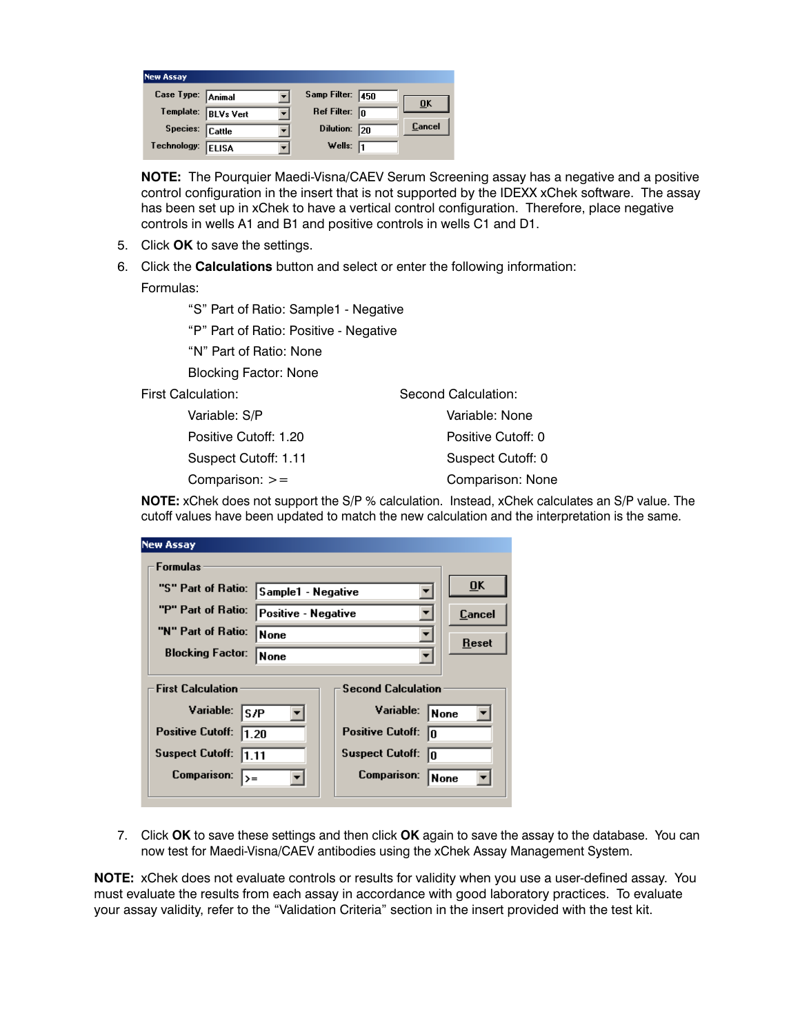New Assay

| | | | |
|---|---|---|---|
| Case Type: | Animal | Samp Filter: | 450 |
| Template: | BLVs Vert | Ref Filter: | 0 |
| Species: | Cattle | Dilution: | 20 |
| Technology: | ELISA | Wells: | 1 |

OK

Cancel

**NOTE:** The Pourquier Maedi-Visna/CAEV Serum Screening assay has a negative and a positive control configuration in the insert that is not supported by the IDEXX xChek software. The assay has been set up in xChek to have a vertical control configuration. Therefore, place negative controls in wells A1 and B1 and positive controls in wells C1 and D1.

5. Click **OK** to save the settings.
6. Click the **Calculations** button and select or enter the following information:

   Formulas:

   "S" Part of Ratio: Sample1 - Negative

   "P" Part of Ratio: Positive - Negative

   "N" Part of Ratio: None

   Blocking Factor: None

   First Calculation:

   Variable: S/P

   Positive Cutoff: 1.20

   Suspect Cutoff: 1.11

   Comparison: >=

   Second Calculation:

   Variable: None

   Positive Cutoff: 0

   Suspect Cutoff: 0

   Comparison: None

   **NOTE:** xChek does not support the S/P % calculation. Instead, xChek calculates an S/P value. The cutoff values have been updated to match the new calculation and the interpretation is the same.

New Assay

Formulas

| | |
|---|---|
| "S" Part of Ratio: | Sample1 - Negative |
| "P" Part of Ratio: | Positive - Negative |
| "N" Part of Ratio: | None |
| Blocking Factor: | None |

OK

Cancel

Reset

| First Calculation | | Second Calculation | |
|---|---|---|---|
| Variable: | S/P | Variable: | None |
| Positive Cutoff: | 1.20 | Positive Cutoff: | 0 |
| Suspect Cutoff: | 1.11 | Suspect Cutoff: | 0 |
| Comparison: | >= | Comparison: | None |

7. Click **OK** to save these settings and then click **OK** again to save the assay to the database. You can now test for Maedi-Visna/CAEV antibodies using the xChek Assay Management System.

**NOTE:** xChek does not evaluate controls or results for validity when you use a user-defined assay. You must evaluate the results from each assay in accordance with good laboratory practices. To evaluate your assay validity, refer to the "Validation Criteria" section in the insert provided with the test kit.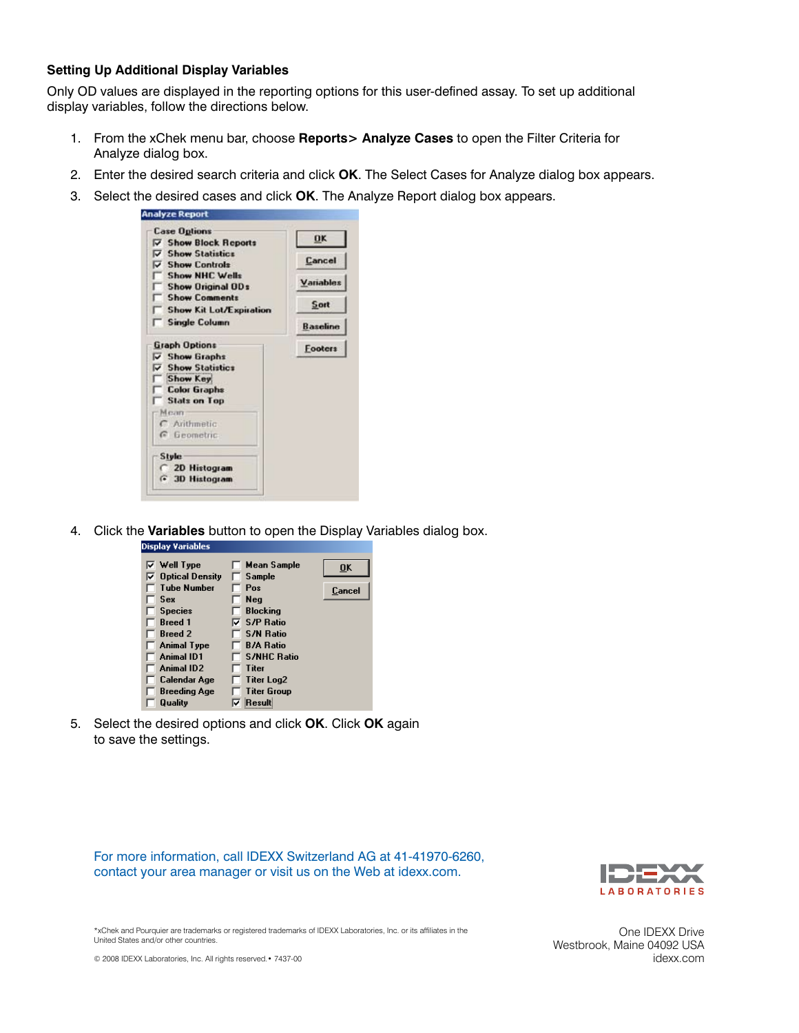### Setting Up Additional Display Variables

Only OD values are displayed in the reporting options for this user-defined assay. To set up additional display variables, follow the directions below.

1. From the xChek menu bar, choose **Reports> Analyze Cases** to open the Filter Criteria for Analyze dialog box.
2. Enter the desired search criteria and click **OK**. The Select Cases for Analyze dialog box appears.
3. Select the desired cases and click **OK**. The Analyze Report dialog box appears.

Analyze Report

Case Options
- [x] Show Block Reports
- [x] Show Statistics
- [x] Show Controls
- [ ] Show NHC Wells
- [ ] Show Original ODs
- [ ] Show Comments
- [ ] Show Kit Lot/Expiration
- [ ] Single Column

Graph Options
- [x] Show Graphs
- [x] Show Statistics
- [ ] Show Key
- [ ] Color Graphs
- [ ] Stats on Top

Mean
- ( ) Arithmetic
- (•) Geometric

Style
- ( ) 2D Histogram
- (•) 3D Histogram

OK | Cancel | Variables | Sort | Baseline | Footers

4. Click the **Variables** button to open the Display Variables dialog box.

Display Variables

- [x] Well Type
- [x] Optical Density
- [ ] Tube Number
- [ ] Sex
- [ ] Species
- [ ] Breed 1
- [ ] Breed 2
- [ ] Animal Type
- [ ] Animal ID1
- [ ] Animal ID2
- [ ] Calendar Age
- [ ] Breeding Age
- [ ] Quality
- [ ] Mean Sample
- [ ] Sample
- [ ] Pos
- [ ] Neg
- [ ] Blocking
- [x] S/P Ratio
- [ ] S/N Ratio
- [ ] B/A Ratio
- [ ] S/NHC Ratio
- [ ] Titer
- [ ] Titer Log2
- [ ] Titer Group
- [x] Result

OK | Cancel

5. Select the desired options and click **OK**. Click **OK** again to save the settings.

For more information, call IDEXX Switzerland AG at 41-41970-6260, contact your area manager or visit us on the Web at idexx.com.

IDEXX LABORATORIES

*xChek and Pourquier are trademarks or registered trademarks of IDEXX Laboratories, Inc. or its affiliates in the United States and/or other countries.

© 2008 IDEXX Laboratories, Inc. All rights reserved. • 7437-00

One IDEXX Drive
Westbrook, Maine 04092 USA
idexx.com